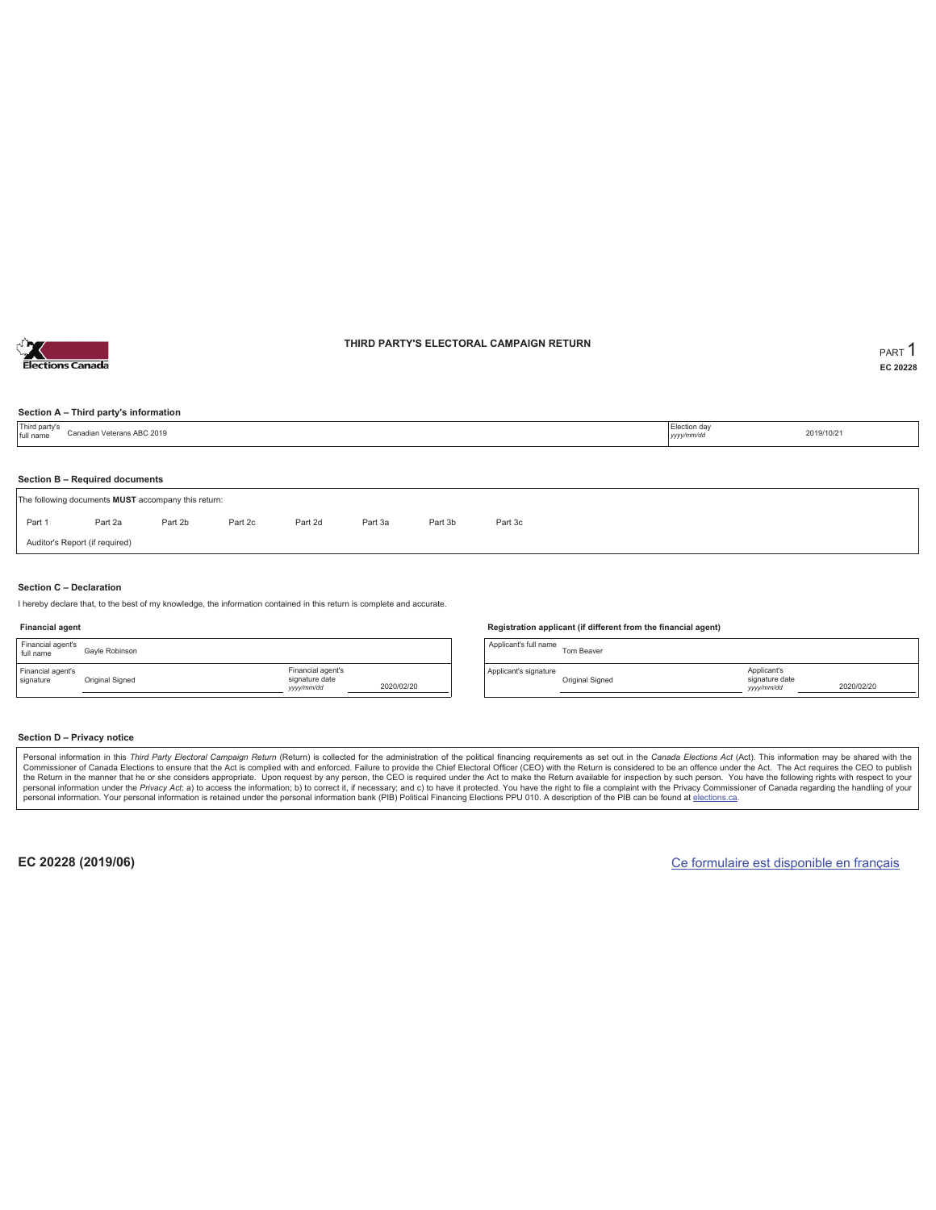# THIRD PARTY'S ELECTORAL CAMPAIGN RETURN

PART 1

EC 20228

### Section A – Third party's information

| Third party's full name | Canadian Veterans ABC 2019 | Election day *yyyy/mm/dd* | 2019/10/21 |
|---|---|---|---|

### Section B – Required documents

The following documents **MUST** accompany this return:

| Part 1 | Part 2a | Part 2b | Part 2c | Part 2d | Part 3a | Part 3b | Part 3c |
|---|---|---|---|---|---|---|---|

Auditor's Report (if required)

### Section C – Declaration

I hereby declare that, to the best of my knowledge, the information contained in this return is complete and accurate.

**Financial agent**

| Financial agent's full name | Gayle Robinson | | |
|---|---|---|---|
| Financial agent's signature | Original Signed | Financial agent's signature date *yyyy/mm/dd* | 2020/02/20 |

**Registration applicant (if different from the financial agent)**

| Applicant's full name | Tom Beaver | | |
|---|---|---|---|
| Applicant's signature | Original Signed | Applicant's signature date *yyyy/mm/dd* | 2020/02/20 |

### Section D – Privacy notice

Personal information in this *Third Party Electoral Campaign Return* (Return) is collected for the administration of the political financing requirements as set out in the *Canada Elections Act* (Act). This information may be shared with the Commissioner of Canada Elections to ensure that the Act is complied with and enforced. Failure to provide the Chief Electoral Officer (CEO) with the Return is considered to be an offence under the Act. The Act requires the CEO to publish the Return in the manner that he or she considers appropriate. Upon request by any person, the CEO is required under the Act to make the Return available for inspection by such person. You have the following rights with respect to your personal information under the *Privacy Act*: a) to access the information; b) to correct it, if necessary; and c) to have it protected. You have the right to file a complaint with the Privacy Commissioner of Canada regarding the handling of your personal information. Your personal information is retained under the personal information bank (PIB) Political Financing Elections PPU 010. A description of the PIB can be found at elections.ca.

**EC 20228 (2019/06)**

Ce formulaire est disponible en français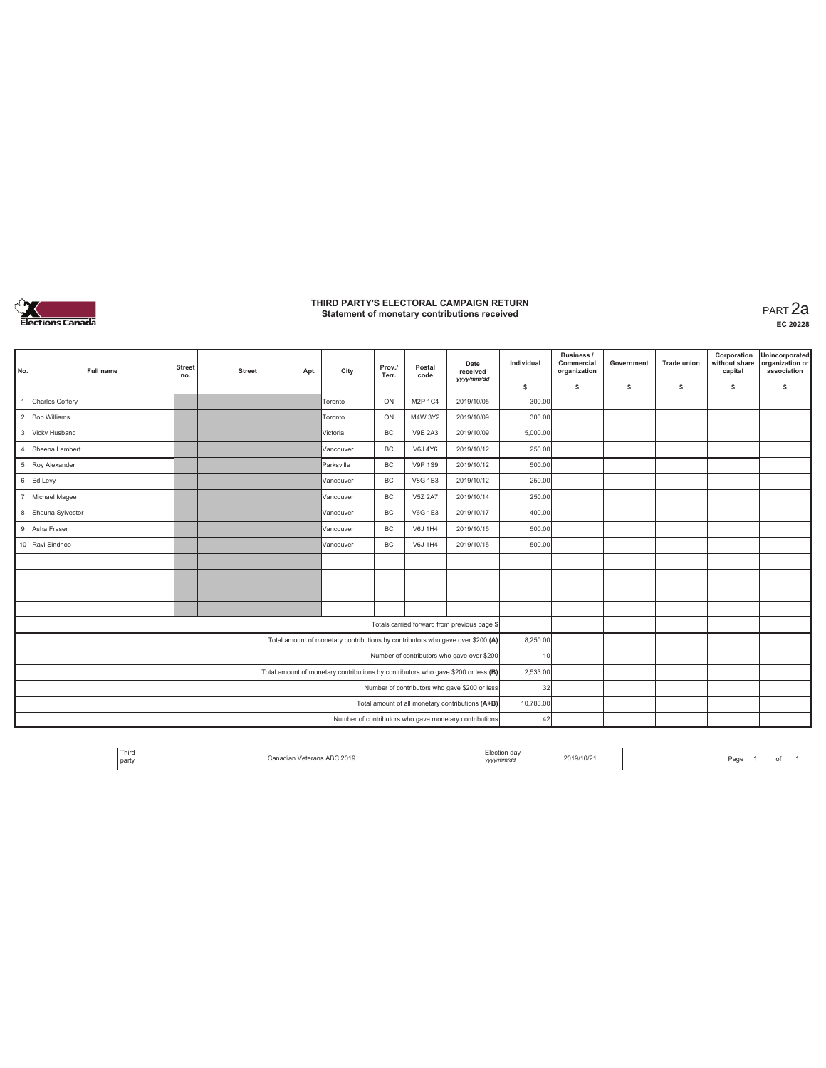# THIRD PARTY'S ELECTORAL CAMPAIGN RETURN
## Statement of monetary contributions received

PART 2a

EC 20228

| No. | Full name | Street no. | Street | Apt. | City | Prov./ Terr. | Postal code | Date received yyyy/mm/dd | Individual $ | Business / Commercial organization $ | Government $ | Trade union $ | Corporation without share capital $ | Unincorporated organization or association $ |
|---|---|---|---|---|---|---|---|---|---|---|---|---|---|---|
| 1 | Charles Coffery | | | | Toronto | ON | M2P 1C4 | 2019/10/05 | 300.00 | | | | | |
| 2 | Bob Williams | | | | Toronto | ON | M4W 3Y2 | 2019/10/09 | 300.00 | | | | | |
| 3 | Vicky Husband | | | | Victoria | BC | V9E 2A3 | 2019/10/09 | 5,000.00 | | | | | |
| 4 | Sheena Lambert | | | | Vancouver | BC | V6J 4Y6 | 2019/10/12 | 250.00 | | | | | |
| 5 | Roy Alexander | | | | Parksville | BC | V9P 1S9 | 2019/10/12 | 500.00 | | | | | |
| 6 | Ed Levy | | | | Vancouver | BC | V8G 1B3 | 2019/10/12 | 250.00 | | | | | |
| 7 | Michael Magee | | | | Vancouver | BC | V5Z 2A7 | 2019/10/14 | 250.00 | | | | | |
| 8 | Shauna Sylvestor | | | | Vancouver | BC | V6G 1E3 | 2019/10/17 | 400.00 | | | | | |
| 9 | Asha Fraser | | | | Vancouver | BC | V6J 1H4 | 2019/10/15 | 500.00 | | | | | |
| 10 | Ravi Sindhoo | | | | Vancouver | BC | V6J 1H4 | 2019/10/15 | 500.00 | | | | | |
| | | | | | | | | | | | | | | |
| | | | | | | | | | | | | | | |
| | | | | | | | | | | | | | | |
| | | | | | | | | | | | | | | |
| Totals carried forward from previous page $ | | | | | | | | | | | | | | |
| Total amount of monetary contributions by contributors who gave over $200 (A) | | | | | | | | | 8,250.00 | | | | | |
| Number of contributors who gave over $200 | | | | | | | | | 10 | | | | | |
| Total amount of monetary contributions by contributors who gave $200 or less (B) | | | | | | | | | 2,533.00 | | | | | |
| Number of contributors who gave $200 or less | | | | | | | | | 32 | | | | | |
| Total amount of all monetary contributions (A+B) | | | | | | | | | 10,783.00 | | | | | |
| Number of contributors who gave monetary contributions | | | | | | | | | 42 | | | | | |

| Third party | Canadian Veterans ABC 2019 | Election day yyyy/mm/dd | 2019/10/21 |
|---|---|---|---|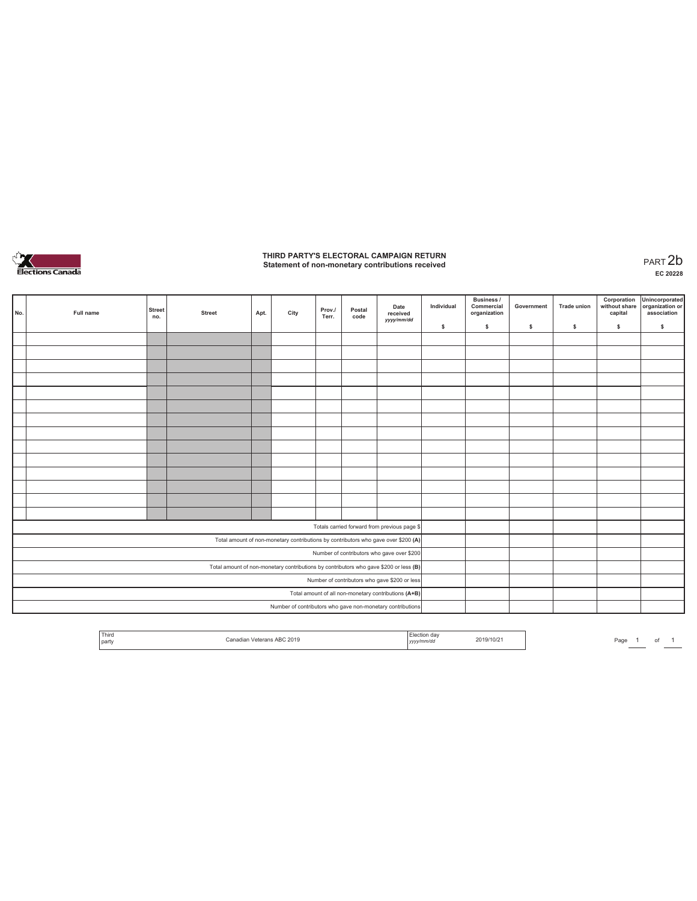# THIRD PARTY'S ELECTORAL CAMPAIGN RETURN
## Statement of non-monetary contributions received

PART 2b

EC 20228

| No. | Full name | Street no. | Street | Apt. | City | Prov./ Terr. | Postal code | Date received yyyy/mm/dd | Individual $ | Business / Commercial organization $ | Government $ | Trade union $ | Corporation without share capital $ | Unincorporated organization or association $ |
|---|---|---|---|---|---|---|---|---|---|---|---|---|---|---|
| | | | | | | | | | | | | | | |
| | | | | | | | | | | | | | | |
| | | | | | | | | | | | | | | |
| | | | | | | | | | | | | | | |
| | | | | | | | | | | | | | | |
| | | | | | | | | | | | | | | |
| | | | | | | | | | | | | | | |
| | | | | | | | | | | | | | | |
| | | | | | | | | | | | | | | |
| | | | | | | | | | | | | | | |
| | | | | | | | | | | | | | | |
| | | | | | | | | | | | | | | |
| | | | | | | | | | | | | | | |
| | | | | | | | | | | | | | | |
| Totals carried forward from previous page $ | | | | | | | | | | | | | | |
| Total amount of non-monetary contributions by contributors who gave over $200 (A) | | | | | | | | | | | | | | |
| Number of contributors who gave over $200 | | | | | | | | | | | | | | |
| Total amount of non-monetary contributions by contributors who gave $200 or less (B) | | | | | | | | | | | | | | |
| Number of contributors who gave $200 or less | | | | | | | | | | | | | | |
| Total amount of all non-monetary contributions (A+B) | | | | | | | | | | | | | | |
| Number of contributors who gave non-monetary contributions | | | | | | | | | | | | | | |

| Third party | Canadian Veterans ABC 2019 | Election day yyyy/mm/dd | 2019/10/21 |
|---|---|---|---|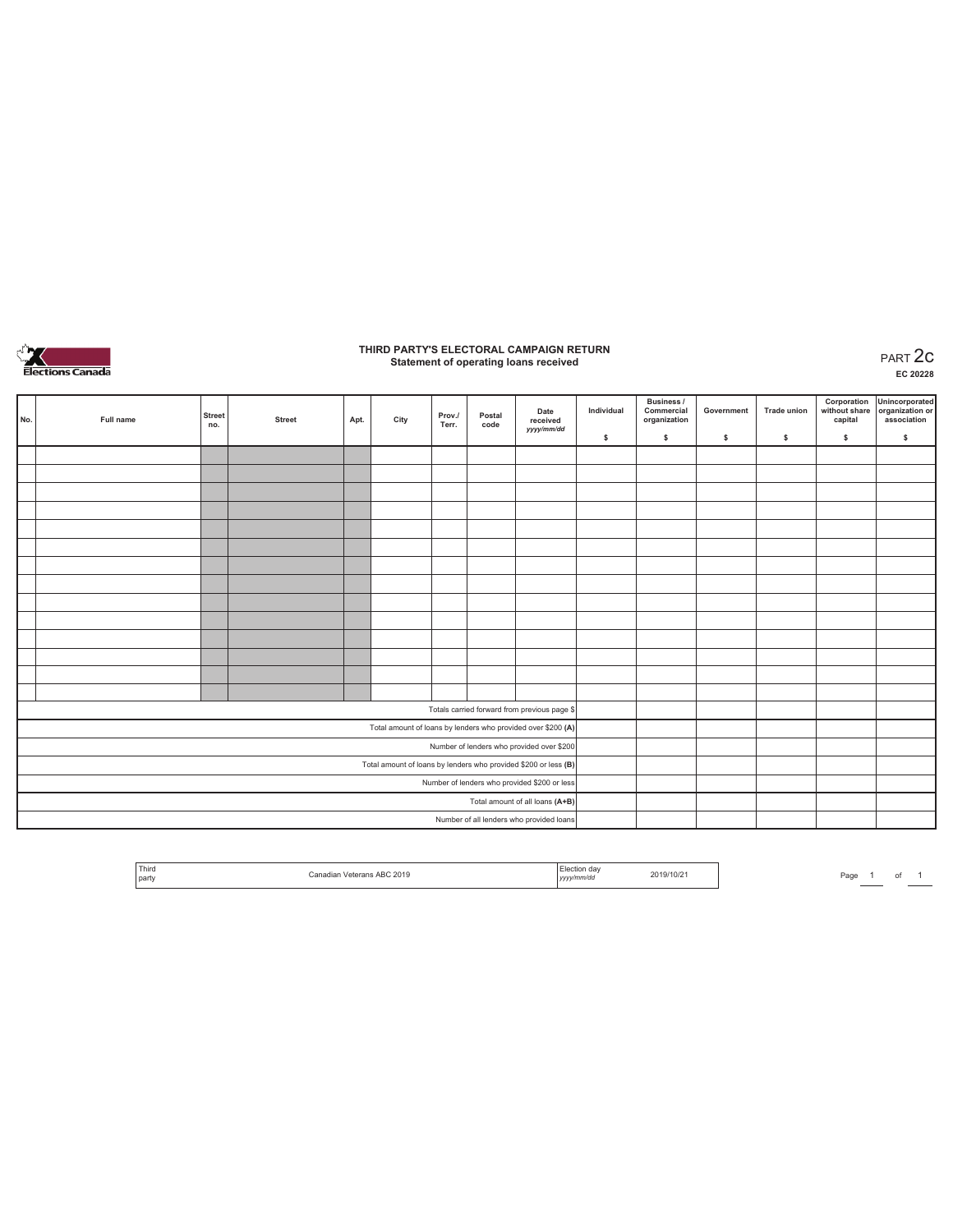# THIRD PARTY'S ELECTORAL CAMPAIGN RETURN
## Statement of operating loans received

PART 2c

EC 20228

| No. | Full name | Street no. | Street | Apt. | City | Prov./ Terr. | Postal code | Date received yyyy/mm/dd | Individual $ | Business / Commercial organization $ | Government $ | Trade union $ | Corporation without share capital $ | Unincorporated organization or association $ |
|---|---|---|---|---|---|---|---|---|---|---|---|---|---|---|
| | | | | | | | | | | | | | | |
| | | | | | | | | | | | | | | |
| | | | | | | | | | | | | | | |
| | | | | | | | | | | | | | | |
| | | | | | | | | | | | | | | |
| | | | | | | | | | | | | | | |
| | | | | | | | | | | | | | | |
| | | | | | | | | | | | | | | |
| | | | | | | | | | | | | | | |
| | | | | | | | | | | | | | | |
| | | | | | | | | | | | | | | |
| | | | | | | | | | | | | | | |
| | | | | | | | | | | | | | | |
| | | | | | | | | | | | | | | |
| Totals carried forward from previous page $ | | | | | | | | | | | | | | |
| Total amount of loans by lenders who provided over $200 **(A)** | | | | | | | | | | | | | | |
| Number of lenders who provided over $200 | | | | | | | | | | | | | | |
| Total amount of loans by lenders who provided $200 or less **(B)** | | | | | | | | | | | | | | |
| Number of lenders who provided $200 or less | | | | | | | | | | | | | | |
| Total amount of all loans **(A+B)** | | | | | | | | | | | | | | |
| Number of all lenders who provided loans | | | | | | | | | | | | | | |

| Third party | Canadian Veterans ABC 2019 | Election day yyyy/mm/dd | 2019/10/21 |
|---|---|---|---|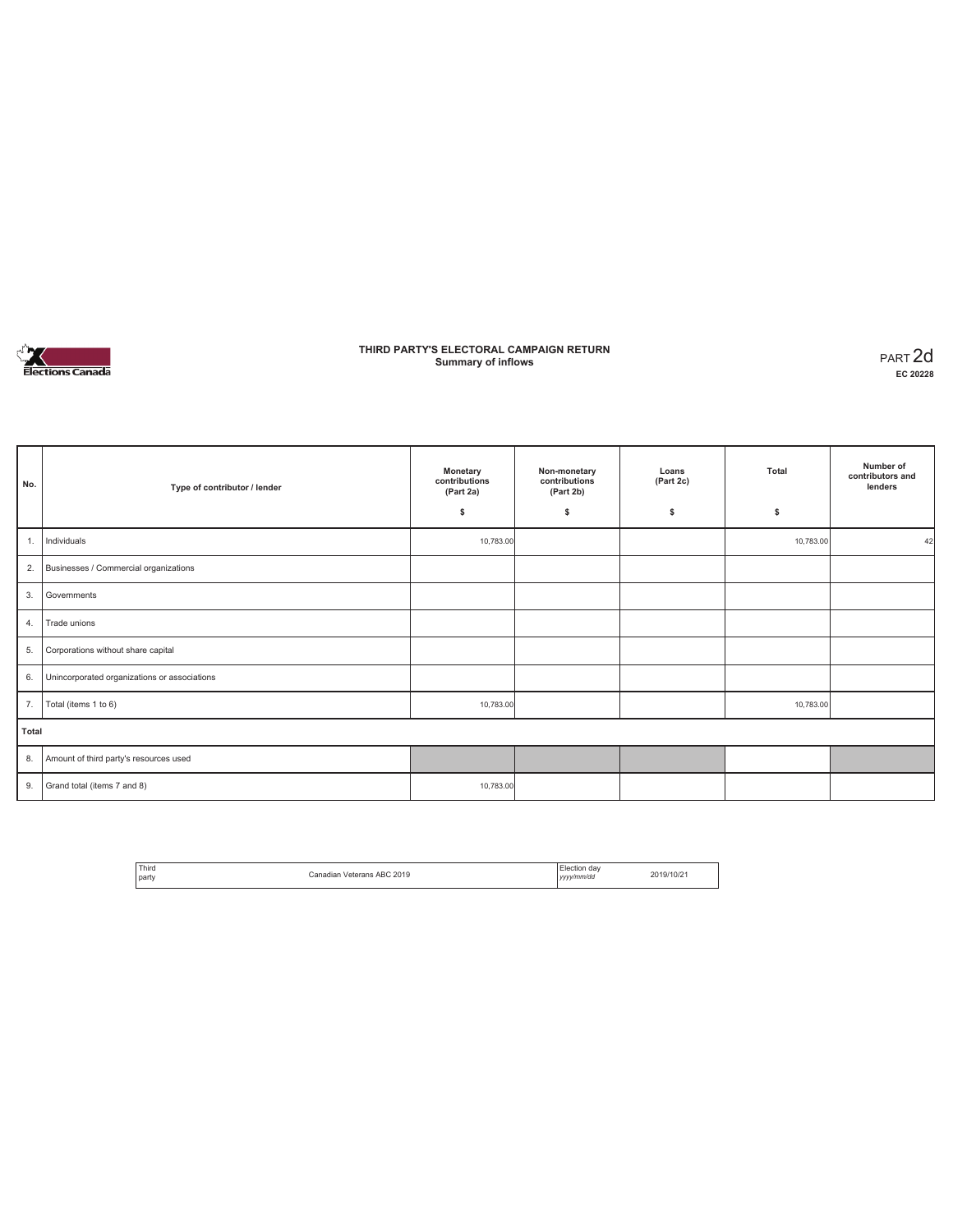# THIRD PARTY'S ELECTORAL CAMPAIGN RETURN
## Summary of inflows

PART 2d
**EC 20228**

| No. | Type of contributor / lender | Monetary contributions (Part 2a) $ | Non-monetary contributions (Part 2b) $ | Loans (Part 2c) $ | Total $ | Number of contributors and lenders |
|---|---|---|---|---|---|---|
| 1. | Individuals | 10,783.00 | | | 10,783.00 | 42 |
| 2. | Businesses / Commercial organizations | | | | | |
| 3. | Governments | | | | | |
| 4. | Trade unions | | | | | |
| 5. | Corporations without share capital | | | | | |
| 6. | Unincorporated organizations or associations | | | | | |
| 7. | Total (items 1 to 6) | 10,783.00 | | | 10,783.00 | |
| **Total** | | | | | | |
| 8. | Amount of third party's resources used | | | | | |
| 9. | Grand total (items 7 and 8) | 10,783.00 | | | | |

| Third party | Canadian Veterans ABC 2019 | Election day *yyyy/mm/dd* | 2019/10/21 |
|---|---|---|---|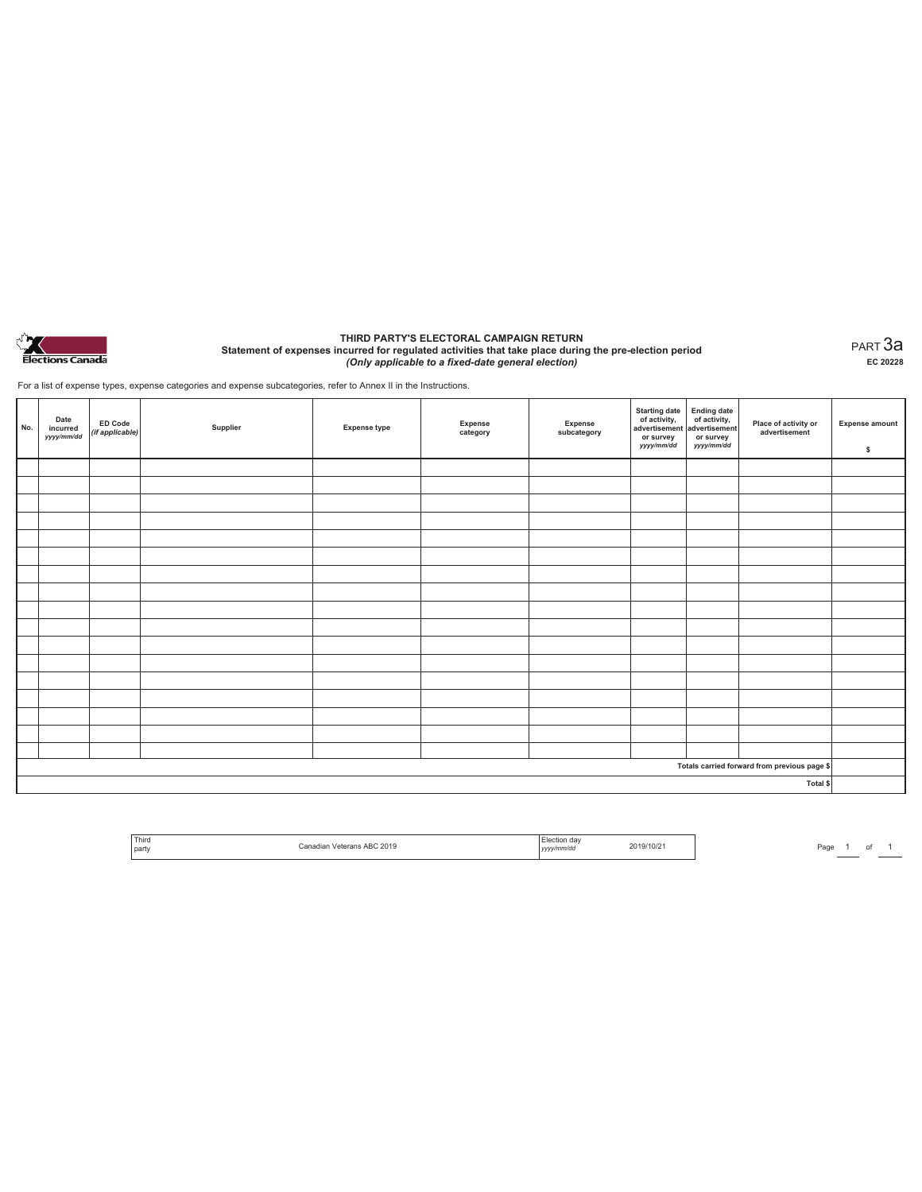# THIRD PARTY'S ELECTORAL CAMPAIGN RETURN

## Statement of expenses incurred for regulated activities that take place during the pre-election period

*(Only applicable to a fixed-date general election)*

PART 3a

EC 20228

For a list of expense types, expense categories and expense subcategories, refer to Annex II in the Instructions.

| No. | Date incurred *yyyy/mm/dd* | ED Code *(if applicable)* | Supplier | Expense type | Expense category | Expense subcategory | Starting date of activity, advertisement or survey *yyyy/mm/dd* | Ending date of activity, advertisement or survey *yyyy/mm/dd* | Place of activity or advertisement | Expense amount $ |
|---|---|---|---|---|---|---|---|---|---|---|
| | | | | | | | | | | |
| | | | | | | | | | | |
| | | | | | | | | | | |
| | | | | | | | | | | |
| | | | | | | | | | | |
| | | | | | | | | | | |
| | | | | | | | | | | |
| | | | | | | | | | | |
| | | | | | | | | | | |
| | | | | | | | | | | |
| | | | | | | | | | | |
| | | | | | | | | | | |
| | | | | | | | | | | |
| | | | | | | | | | | |
| | | | | | | | | | | |
| | | | | | | | | | | |
| | | | | | | | | | | |
| | | | | | | | | | Totals carried forward from previous page $ | |
| | | | | | | | | | Total $ | |

| Third party | Canadian Veterans ABC 2019 | Election day *yyyy/mm/dd* | 2019/10/21 |
|---|---|---|---|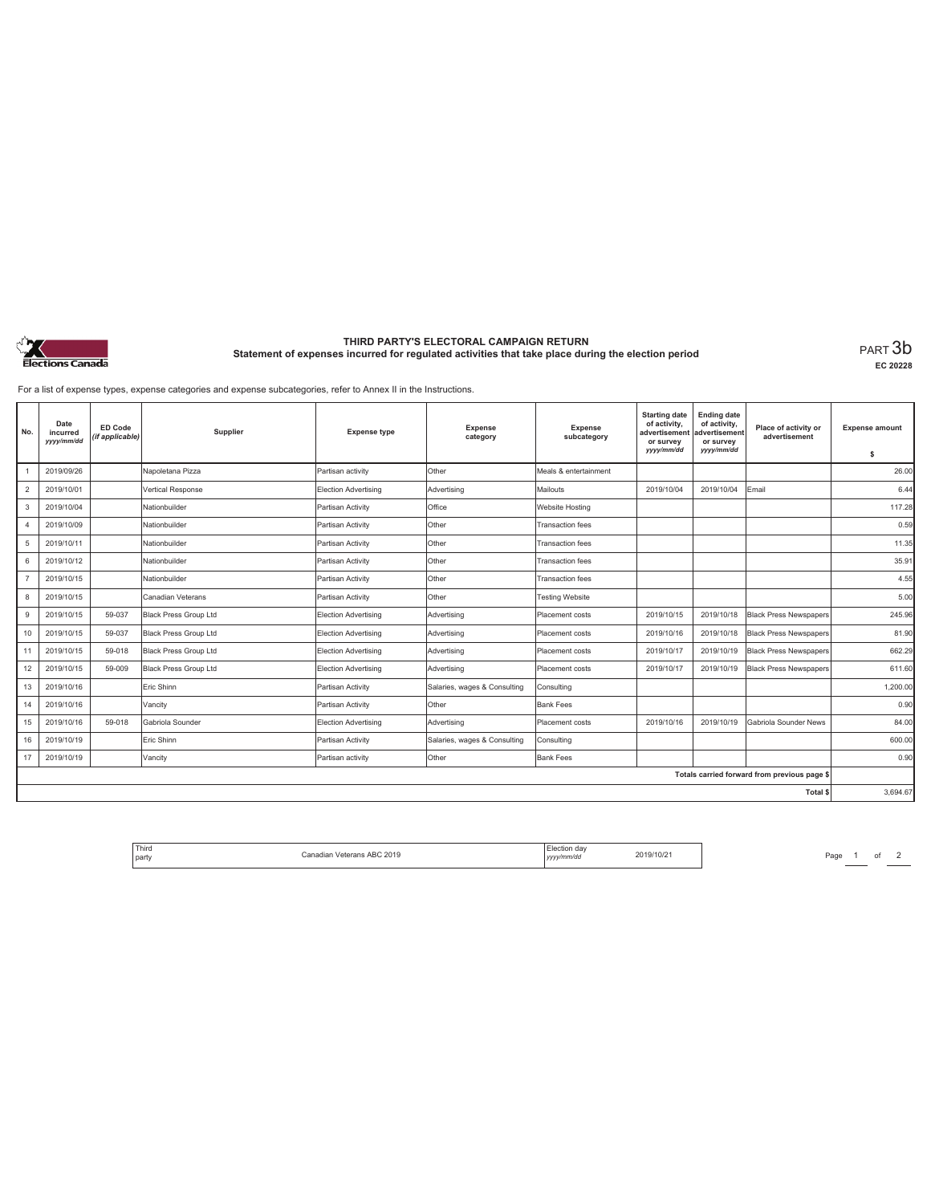# THIRD PARTY'S ELECTORAL CAMPAIGN RETURN

## Statement of expenses incurred for regulated activities that take place during the election period

PART 3b

EC 20228

For a list of expense types, expense categories and expense subcategories, refer to Annex II in the Instructions.

| No. | Date incurred yyyy/mm/dd | ED Code (if applicable) | Supplier | Expense type | Expense category | Expense subcategory | Starting date of activity, advertisement or survey yyyy/mm/dd | Ending date of activity, advertisement or survey yyyy/mm/dd | Place of activity or advertisement | Expense amount $ |
|---|---|---|---|---|---|---|---|---|---|---|
| 1 | 2019/09/26 | | Napoletana Pizza | Partisan activity | Other | Meals & entertainment | | | | 26.00 |
| 2 | 2019/10/01 | | Vertical Response | Election Advertising | Advertising | Mailouts | 2019/10/04 | 2019/10/04 | Email | 6.44 |
| 3 | 2019/10/04 | | Nationbuilder | Partisan Activity | Office | Website Hosting | | | | 117.28 |
| 4 | 2019/10/09 | | Nationbuilder | Partisan Activity | Other | Transaction fees | | | | 0.59 |
| 5 | 2019/10/11 | | Nationbuilder | Partisan Activity | Other | Transaction fees | | | | 11.35 |
| 6 | 2019/10/12 | | Nationbuilder | Partisan Activity | Other | Transaction fees | | | | 35.91 |
| 7 | 2019/10/15 | | Nationbuilder | Partisan Activity | Other | Transaction fees | | | | 4.55 |
| 8 | 2019/10/15 | | Canadian Veterans | Partisan Activity | Other | Testing Website | | | | 5.00 |
| 9 | 2019/10/15 | 59-037 | Black Press Group Ltd | Election Advertising | Advertising | Placement costs | 2019/10/15 | 2019/10/18 | Black Press Newspapers | 245.96 |
| 10 | 2019/10/15 | 59-037 | Black Press Group Ltd | Election Advertising | Advertising | Placement costs | 2019/10/16 | 2019/10/18 | Black Press Newspapers | 81.90 |
| 11 | 2019/10/15 | 59-018 | Black Press Group Ltd | Election Advertising | Advertising | Placement costs | 2019/10/17 | 2019/10/19 | Black Press Newspapers | 662.29 |
| 12 | 2019/10/15 | 59-009 | Black Press Group Ltd | Election Advertising | Advertising | Placement costs | 2019/10/17 | 2019/10/19 | Black Press Newspapers | 611.60 |
| 13 | 2019/10/16 | | Eric Shinn | Partisan Activity | Salaries, wages & Consulting | Consulting | | | | 1,200.00 |
| 14 | 2019/10/16 | | Vancity | Partisan Activity | Other | Bank Fees | | | | 0.90 |
| 15 | 2019/10/16 | 59-018 | Gabriola Sounder | Election Advertising | Advertising | Placement costs | 2019/10/16 | 2019/10/19 | Gabriola Sounder News | 84.00 |
| 16 | 2019/10/19 | | Eric Shinn | Partisan Activity | Salaries, wages & Consulting | Consulting | | | | 600.00 |
| 17 | 2019/10/19 | | Vancity | Partisan activity | Other | Bank Fees | | | | 0.90 |
| | | | | | | | | | Totals carried forward from previous page $ | |
| | | | | | | | | | Total $ | 3,694.67 |

| Third party | Canadian Veterans ABC 2019 | Election day yyyy/mm/dd | 2019/10/21 |
|---|---|---|---|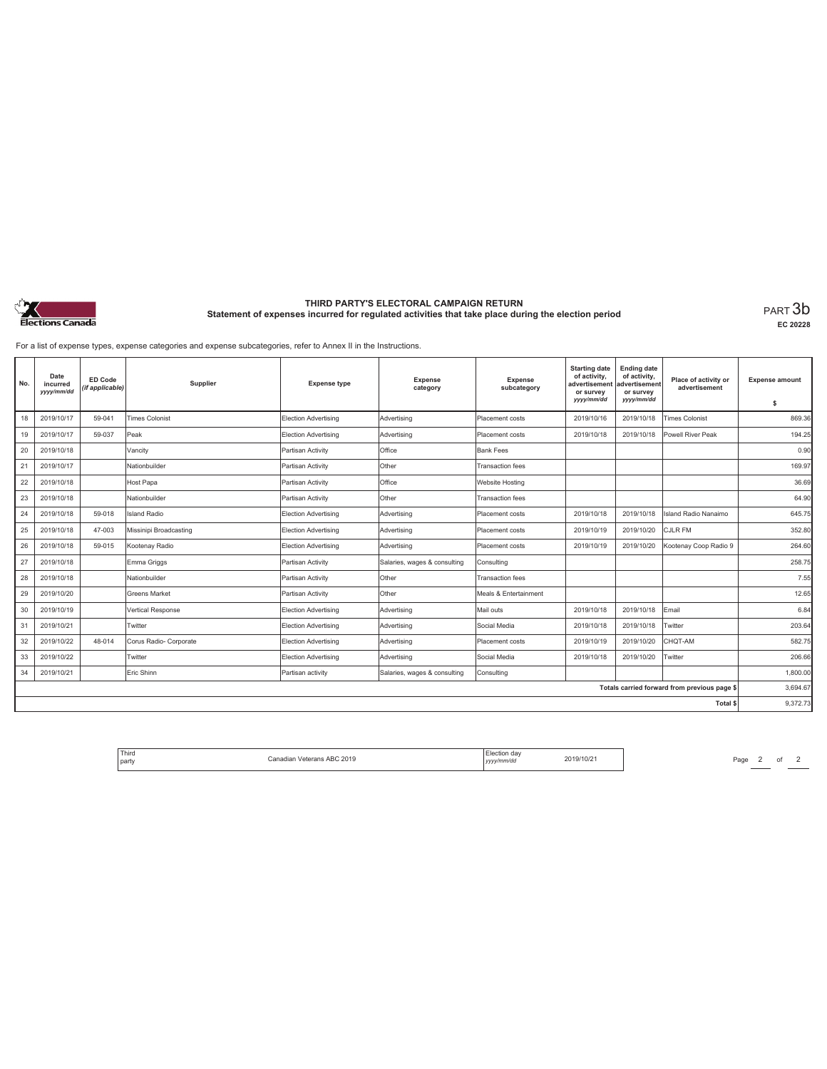# THIRD PARTY'S ELECTORAL CAMPAIGN RETURN

## Statement of expenses incurred for regulated activities that take place during the election period

PART 3b

EC 20228

For a list of expense types, expense categories and expense subcategories, refer to Annex II in the Instructions.

| No. | Date incurred *yyyy/mm/dd* | ED Code *(if applicable)* | Supplier | Expense type | Expense category | Expense subcategory | Starting date of activity, advertisement or survey *yyyy/mm/dd* | Ending date of activity, advertisement or survey *yyyy/mm/dd* | Place of activity or advertisement | Expense amount $ |
|---|---|---|---|---|---|---|---|---|---|---|
| 18 | 2019/10/17 | 59-041 | Times Colonist | Election Advertising | Advertising | Placement costs | 2019/10/16 | 2019/10/18 | Times Colonist | 869.36 |
| 19 | 2019/10/17 | 59-037 | Peak | Election Advertising | Advertising | Placement costs | 2019/10/18 | 2019/10/18 | Powell River Peak | 194.25 |
| 20 | 2019/10/18 | | Vancity | Partisan Activity | Office | Bank Fees | | | | 0.90 |
| 21 | 2019/10/17 | | Nationbuilder | Partisan Activity | Other | Transaction fees | | | | 169.97 |
| 22 | 2019/10/18 | | Host Papa | Partisan Activity | Office | Website Hosting | | | | 36.69 |
| 23 | 2019/10/18 | | Nationbuilder | Partisan Activity | Other | Transaction fees | | | | 64.90 |
| 24 | 2019/10/18 | 59-018 | Island Radio | Election Advertising | Advertising | Placement costs | 2019/10/18 | 2019/10/18 | Island Radio Nanaimo | 645.75 |
| 25 | 2019/10/18 | 47-003 | Missinipi Broadcasting | Election Advertising | Advertising | Placement costs | 2019/10/19 | 2019/10/20 | CJLR FM | 352.80 |
| 26 | 2019/10/18 | 59-015 | Kootenay Radio | Election Advertising | Advertising | Placement costs | 2019/10/19 | 2019/10/20 | Kootenay Coop Radio 9 | 264.60 |
| 27 | 2019/10/18 | | Emma Griggs | Partisan Activity | Salaries, wages & consulting | Consulting | | | | 258.75 |
| 28 | 2019/10/18 | | Nationbuilder | Partisan Activity | Other | Transaction fees | | | | 7.55 |
| 29 | 2019/10/20 | | Greens Market | Partisan Activity | Other | Meals & Entertainment | | | | 12.65 |
| 30 | 2019/10/19 | | Vertical Response | Election Advertising | Advertising | Mail outs | 2019/10/18 | 2019/10/18 | Email | 6.84 |
| 31 | 2019/10/21 | | Twitter | Election Advertising | Advertising | Social Media | 2019/10/18 | 2019/10/18 | Twitter | 203.64 |
| 32 | 2019/10/22 | 48-014 | Corus Radio- Corporate | Election Advertising | Advertising | Placement costs | 2019/10/19 | 2019/10/20 | CHQT-AM | 582.75 |
| 33 | 2019/10/22 | | Twitter | Election Advertising | Advertising | Social Media | 2019/10/18 | 2019/10/20 | Twitter | 206.66 |
| 34 | 2019/10/21 | | Eric Shinn | Partisan activity | Salaries, wages & consulting | Consulting | | | | 1,800.00 |
| | | | | | | | | | Totals carried forward from previous page $ | 3,694.67 |
| | | | | | | | | | Total $ | 9,372.73 |

| Third party | Canadian Veterans ABC 2019 | Election day *yyyy/mm/dd* | 2019/10/21 |
|---|---|---|---|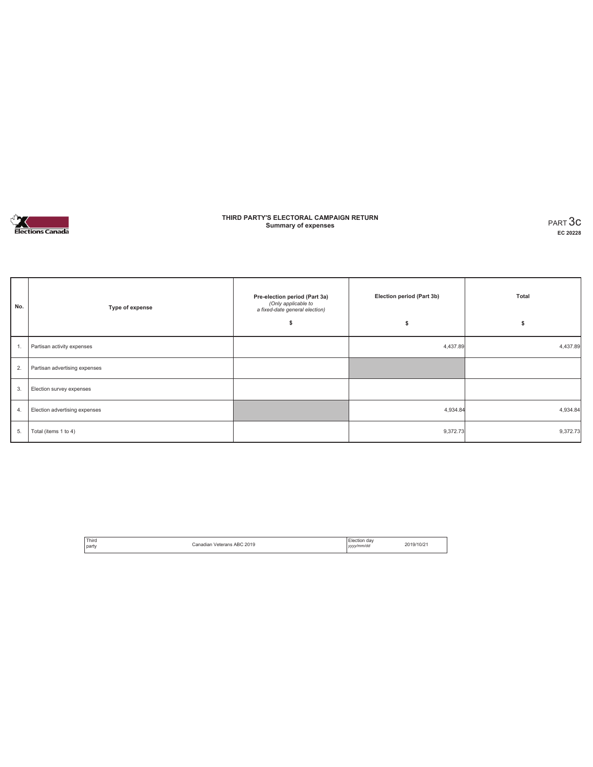Elections Canada

# THIRD PARTY'S ELECTORAL CAMPAIGN RETURN
## Summary of expenses

PART 3c
EC 20228

| No. | Type of expense | Pre-election period (Part 3a) *(Only applicable to a fixed-date general election)* $ | Election period (Part 3b) $ | Total $ |
|---|---|---|---|---|
| 1. | Partisan activity expenses | | 4,437.89 | 4,437.89 |
| 2. | Partisan advertising expenses | | | |
| 3. | Election survey expenses | | | |
| 4. | Election advertising expenses | | 4,934.84 | 4,934.84 |
| 5. | Total (items 1 to 4) | | 9,372.73 | 9,372.73 |

| Third party | Canadian Veterans ABC 2019 | Election day *yyyy/mm/dd* | 2019/10/21 |
|---|---|---|---|